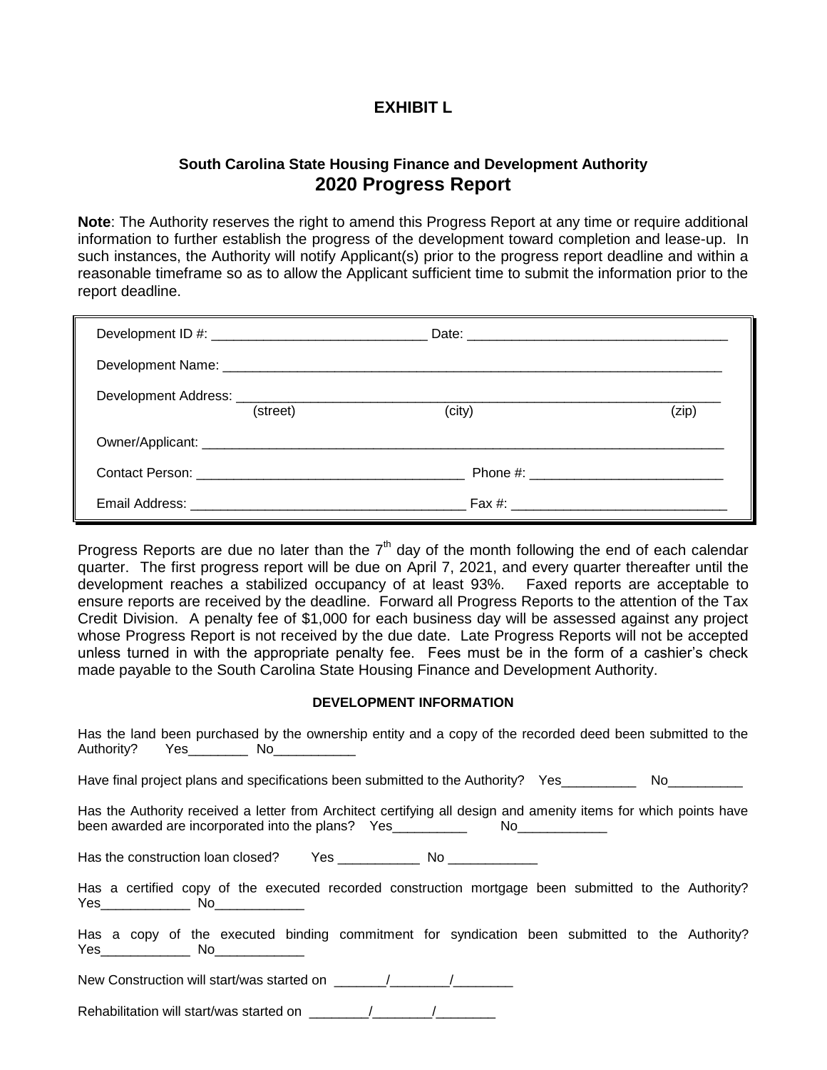# EXHIBIT L

### South Carolina State Housing Finance and Development Authority
## 2020 Progress Report

**Note**: The Authority reserves the right to amend this Progress Report at any time or require additional information to further establish the progress of the development toward completion and lease-up. In such instances, the Authority will notify Applicant(s) prior to the progress report deadline and within a reasonable timeframe so as to allow the Applicant sufficient time to submit the information prior to the report deadline.

Development ID #: _____________________________ Date: ___________________________________

Development Name: ______________________________________________________________________

Development Address: ____________________________________________________________________
(street) (city) (zip)

Owner/Applicant: ________________________________________________________________________

Contact Person: ___________________________________ Phone #: __________________________

Email Address: ____________________________________ Fax #: _____________________________

Progress Reports are due no later than the 7th day of the month following the end of each calendar quarter. The first progress report will be due on April 7, 2021, and every quarter thereafter until the development reaches a stabilized occupancy of at least 93%. Faxed reports are acceptable to ensure reports are received by the deadline. Forward all Progress Reports to the attention of the Tax Credit Division. A penalty fee of $1,000 for each business day will be assessed against any project whose Progress Report is not received by the due date. Late Progress Reports will not be accepted unless turned in with the appropriate penalty fee. Fees must be in the form of a cashier's check made payable to the South Carolina State Housing Finance and Development Authority.

#### DEVELOPMENT INFORMATION

Has the land been purchased by the ownership entity and a copy of the recorded deed been submitted to the Authority? Yes________ No___________

Have final project plans and specifications been submitted to the Authority? Yes__________ No__________

Has the Authority received a letter from Architect certifying all design and amenity items for which points have been awarded are incorporated into the plans? Yes__________ No____________

Has the construction loan closed? Yes ___________ No ____________

Has a certified copy of the executed recorded construction mortgage been submitted to the Authority? Yes____________ No____________

Has a copy of the executed binding commitment for syndication been submitted to the Authority? Yes____________ No____________

New Construction will start/was started on _______/________/________

Rehabilitation will start/was started on ________/________/________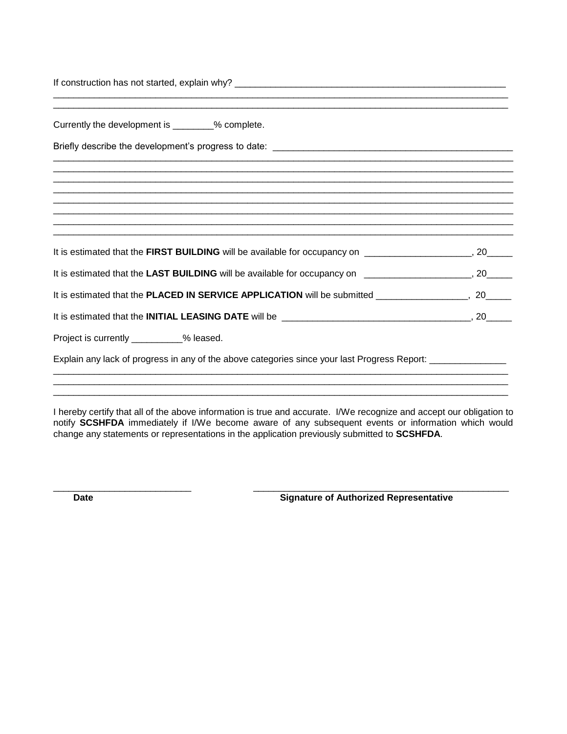If construction has not started, explain why? ____________________________________________________
__________________________________________________________________________________________
__________________________________________________________________________________________

Currently the development is ________% complete.

Briefly describe the development's progress to date: ______________________________________________
__________________________________________________________________________________________
__________________________________________________________________________________________
__________________________________________________________________________________________
__________________________________________________________________________________________
__________________________________________________________________________________________
__________________________________________________________________________________________
__________________________________________________________________________________________
__________________________________________________________________________________________

It is estimated that the **FIRST BUILDING** will be available for occupancy on ____________________, 20_____

It is estimated that the **LAST BUILDING** will be available for occupancy on ____________________, 20_____

It is estimated that the **PLACED IN SERVICE APPLICATION** will be submitted _________________, 20_____

It is estimated that the **INITIAL LEASING DATE** will be ___________________________________, 20_____

Project is currently __________% leased.

Explain any lack of progress in any of the above categories since your last Progress Report: ______________
__________________________________________________________________________________________
__________________________________________________________________________________________
__________________________________________________________________________________________

I hereby certify that all of the above information is true and accurate. I/We recognize and accept our obligation to notify **SCSHFDA** immediately if I/We become aware of any subsequent events or information which would change any statements or representations in the application previously submitted to **SCSHFDA**.

___________________________ ________________________________________________

**Date** **Signature of Authorized Representative**